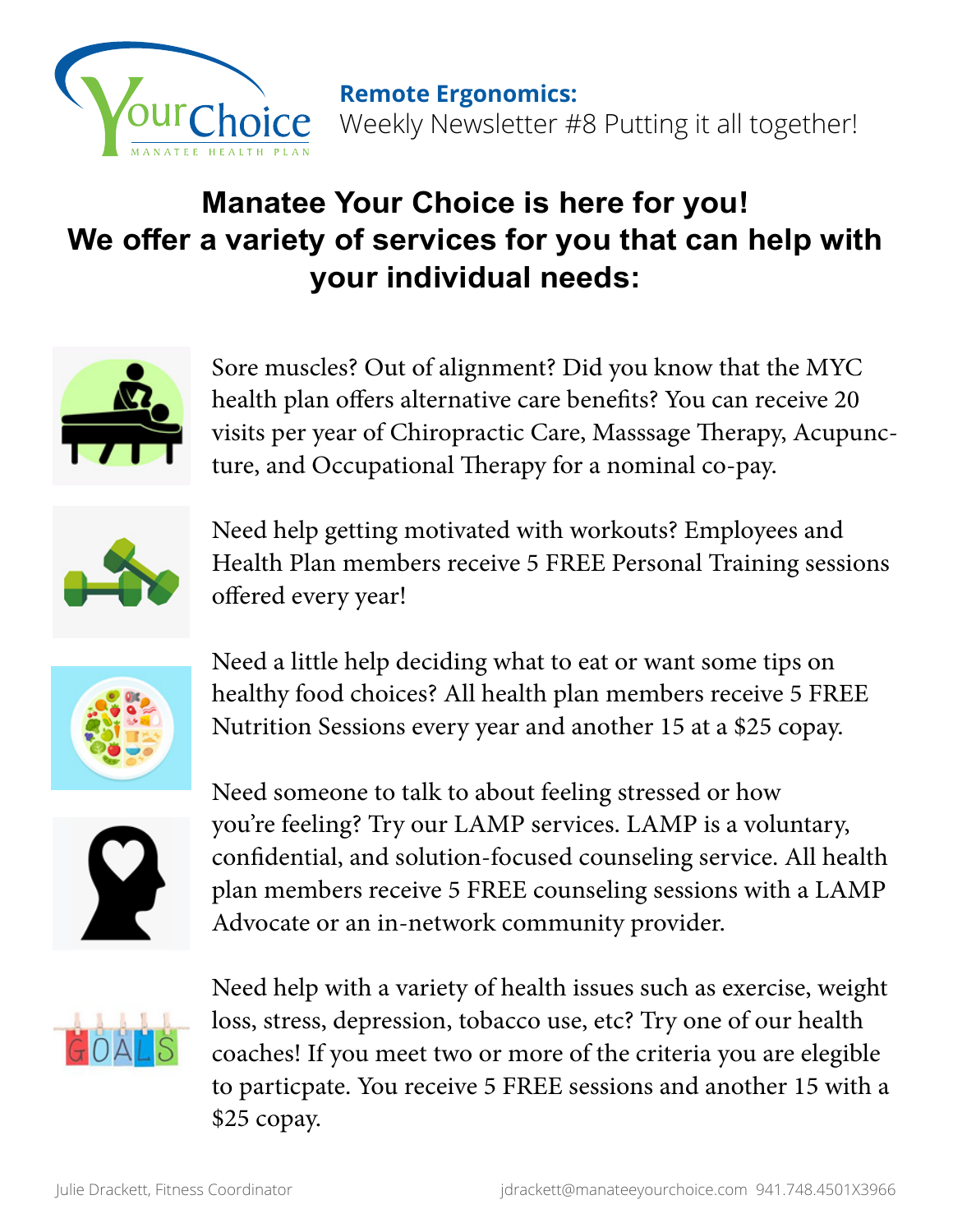**Remote Ergonomics:**
Weekly Newsletter #8 Putting it all together!

## Manatee Your Choice is here for you! We offer a variety of services for you that can help with your individual needs:

Sore muscles? Out of alignment? Did you know that the MYC health plan offers alternative care benefits? You can receive 20 visits per year of Chiropractic Care, Masssage Therapy, Acupuncture, and Occupational Therapy for a nominal co-pay.

Need help getting motivated with workouts? Employees and Health Plan members receive 5 FREE Personal Training sessions offered every year!

Need a little help deciding what to eat or want some tips on healthy food choices? All health plan members receive 5 FREE Nutrition Sessions every year and another 15 at a $25 copay.

Need someone to talk to about feeling stressed or how you're feeling? Try our LAMP services. LAMP is a voluntary, confidential, and solution-focused counseling service. All health plan members receive 5 FREE counseling sessions with a LAMP Advocate or an in-network community provider.

Need help with a variety of health issues such as exercise, weight loss, stress, depression, tobacco use, etc? Try one of our health coaches! If you meet two or more of the criteria you are elegible to particpate. You receive 5 FREE sessions and another 15 with a $25 copay.

Julie Drackett, Fitness Coordinator jdrackett@manateeyourchoice.com 941.748.4501X3966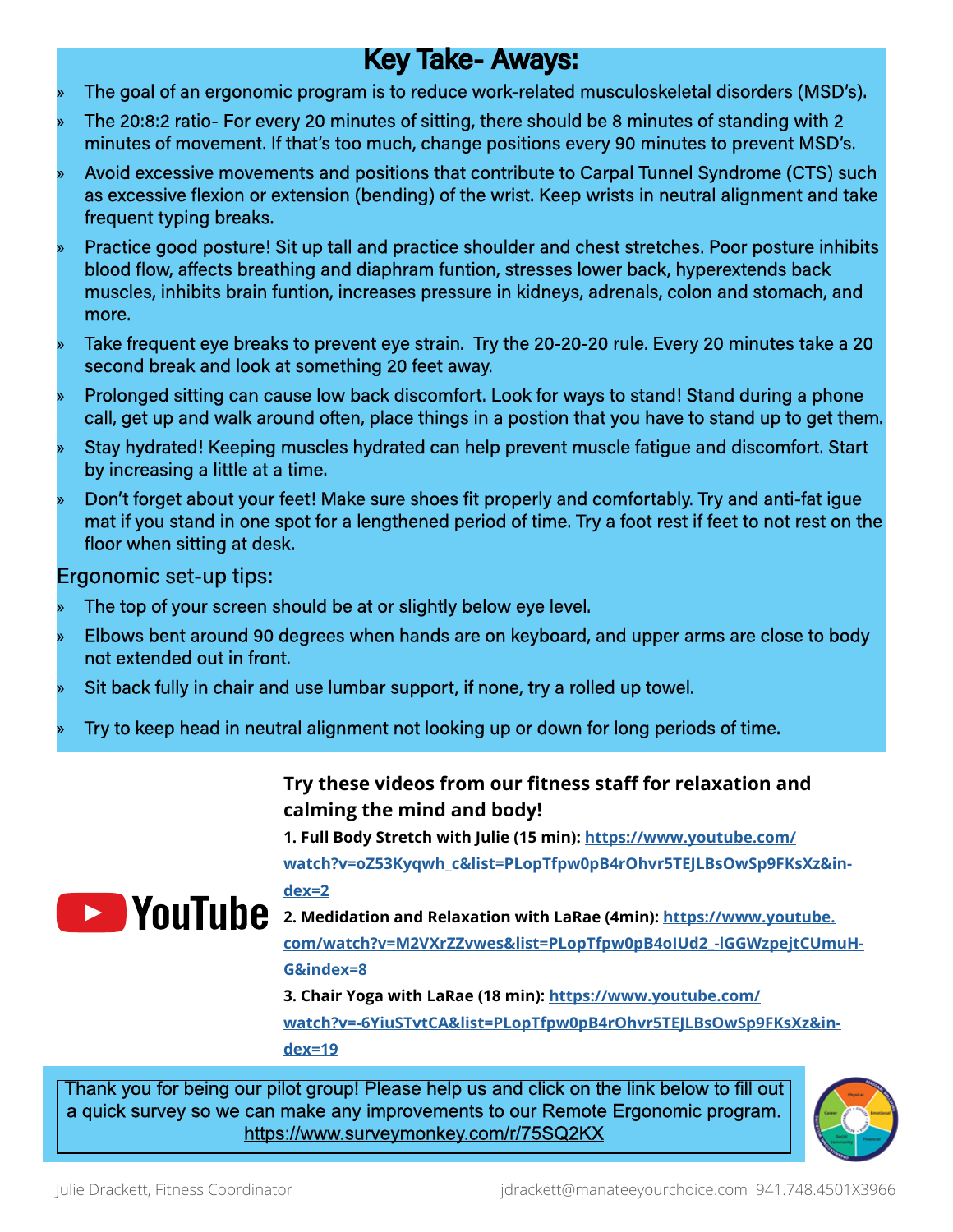# Key Take- Aways:

- The goal of an ergonomic program is to reduce work-related musculoskeletal disorders (MSD's).
- The 20:8:2 ratio- For every 20 minutes of sitting, there should be 8 minutes of standing with 2 minutes of movement. If that's too much, change positions every 90 minutes to prevent MSD's.
- Avoid excessive movements and positions that contribute to Carpal Tunnel Syndrome (CTS) such as excessive flexion or extension (bending) of the wrist. Keep wrists in neutral alignment and take frequent typing breaks.
- Practice good posture! Sit up tall and practice shoulder and chest stretches. Poor posture inhibits blood flow, affects breathing and diaphram funtion, stresses lower back, hyperextends back muscles, inhibits brain funtion, increases pressure in kidneys, adrenals, colon and stomach, and more.
- Take frequent eye breaks to prevent eye strain. Try the 20-20-20 rule. Every 20 minutes take a 20 second break and look at something 20 feet away.
- Prolonged sitting can cause low back discomfort. Look for ways to stand! Stand during a phone call, get up and walk around often, place things in a postion that you have to stand up to get them.
- Stay hydrated! Keeping muscles hydrated can help prevent muscle fatigue and discomfort. Start by increasing a little at a time.
- Don't forget about your feet! Make sure shoes fit properly and comfortably. Try and anti-fat igue mat if you stand in one spot for a lengthened period of time. Try a foot rest if feet to not rest on the floor when sitting at desk.

## Ergonomic set-up tips:

- The top of your screen should be at or slightly below eye level.
- Elbows bent around 90 degrees when hands are on keyboard, and upper arms are close to body not extended out in front.
- Sit back fully in chair and use lumbar support, if none, try a rolled up towel.
- Try to keep head in neutral alignment not looking up or down for long periods of time.

YouTube

**Try these videos from our fitness staff for relaxation and calming the mind and body!**

**1. Full Body Stretch with Julie (15 min):** https://www.youtube.com/watch?v=oZ53Kyqwh_c&list=PLopTfpw0pB4rOhvr5TEJLBsOwSp9FKsXz&index=2

**2. Medidation and Relaxation with LaRae (4min):** https://www.youtube.com/watch?v=M2VXrZZvwes&list=PLopTfpw0pB4oIUd2_-IGGWzpejtCUmuH-G&index=8

**3. Chair Yoga with LaRae (18 min):** https://www.youtube.com/watch?v=-6YiuSTvtCA&list=PLopTfpw0pB4rOhvr5TEJLBsOwSp9FKsXz&index=19

Thank you for being our pilot group! Please help us and click on the link below to fill out a quick survey so we can make any improvements to our Remote Ergonomic program.
https://www.surveymonkey.com/r/75SQ2KX

Julie Drackett, Fitness Coordinator    jdrackett@manateeyourchoice.com 941.748.4501X3966